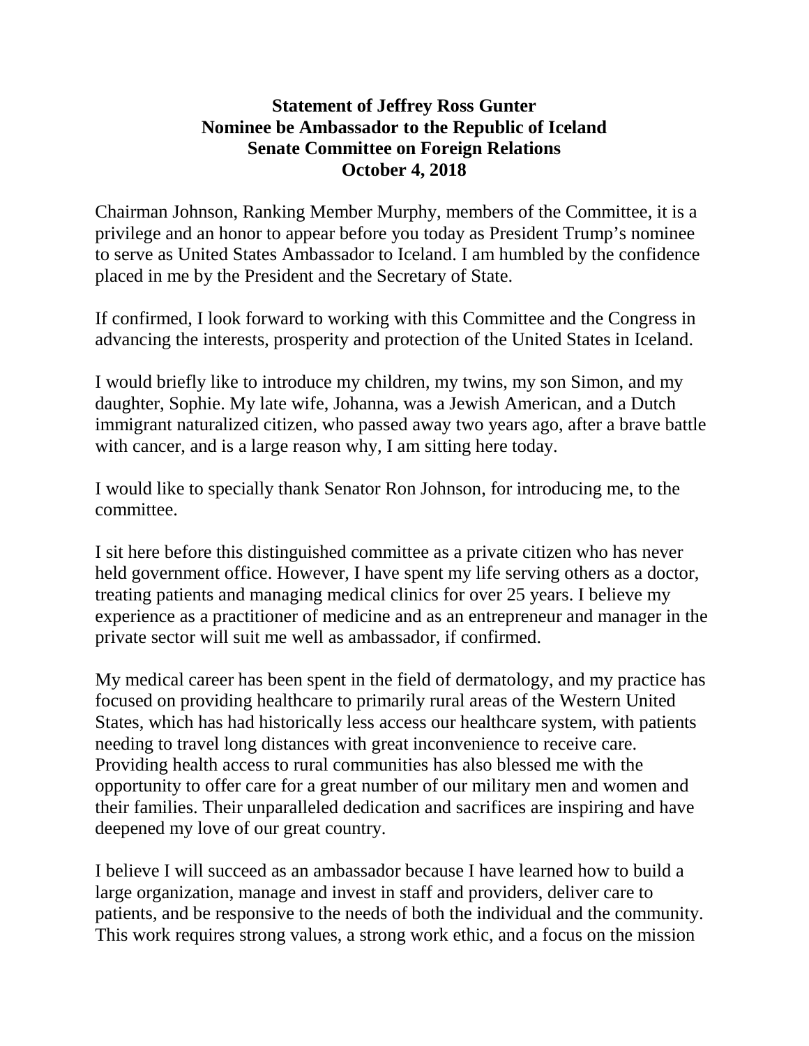**Statement of Jeffrey Ross Gunter**
**Nominee be Ambassador to the Republic of Iceland**
**Senate Committee on Foreign Relations**
**October 4, 2018**

Chairman Johnson, Ranking Member Murphy, members of the Committee, it is a privilege and an honor to appear before you today as President Trump's nominee to serve as United States Ambassador to Iceland. I am humbled by the confidence placed in me by the President and the Secretary of State.

If confirmed, I look forward to working with this Committee and the Congress in advancing the interests, prosperity and protection of the United States in Iceland.

I would briefly like to introduce my children, my twins, my son Simon, and my daughter, Sophie. My late wife, Johanna, was a Jewish American, and a Dutch immigrant naturalized citizen, who passed away two years ago, after a brave battle with cancer, and is a large reason why, I am sitting here today.

I would like to specially thank Senator Ron Johnson, for introducing me, to the committee.

I sit here before this distinguished committee as a private citizen who has never held government office. However, I have spent my life serving others as a doctor, treating patients and managing medical clinics for over 25 years. I believe my experience as a practitioner of medicine and as an entrepreneur and manager in the private sector will suit me well as ambassador, if confirmed.

My medical career has been spent in the field of dermatology, and my practice has focused on providing healthcare to primarily rural areas of the Western United States, which has had historically less access our healthcare system, with patients needing to travel long distances with great inconvenience to receive care. Providing health access to rural communities has also blessed me with the opportunity to offer care for a great number of our military men and women and their families. Their unparalleled dedication and sacrifices are inspiring and have deepened my love of our great country.

I believe I will succeed as an ambassador because I have learned how to build a large organization, manage and invest in staff and providers, deliver care to patients, and be responsive to the needs of both the individual and the community. This work requires strong values, a strong work ethic, and a focus on the mission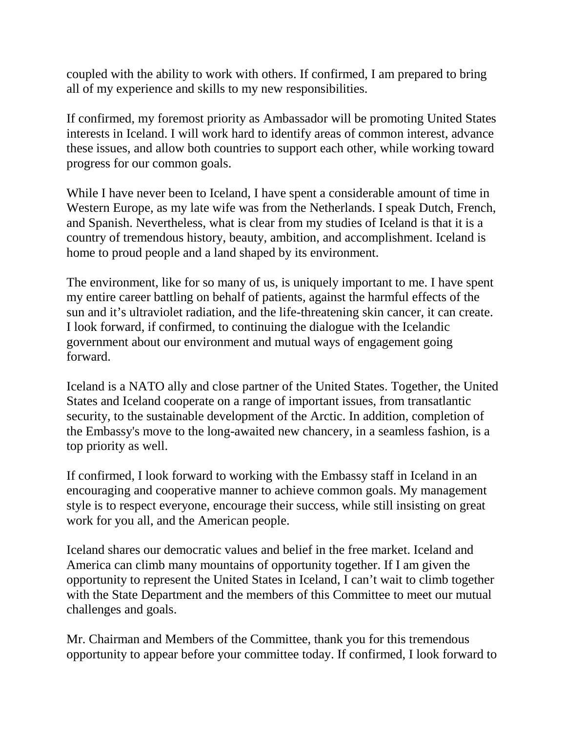coupled with the ability to work with others. If confirmed, I am prepared to bring all of my experience and skills to my new responsibilities.

If confirmed, my foremost priority as Ambassador will be promoting United States interests in Iceland. I will work hard to identify areas of common interest, advance these issues, and allow both countries to support each other, while working toward progress for our common goals.

While I have never been to Iceland, I have spent a considerable amount of time in Western Europe, as my late wife was from the Netherlands. I speak Dutch, French, and Spanish. Nevertheless, what is clear from my studies of Iceland is that it is a country of tremendous history, beauty, ambition, and accomplishment. Iceland is home to proud people and a land shaped by its environment.

The environment, like for so many of us, is uniquely important to me. I have spent my entire career battling on behalf of patients, against the harmful effects of the sun and it's ultraviolet radiation, and the life-threatening skin cancer, it can create. I look forward, if confirmed, to continuing the dialogue with the Icelandic government about our environment and mutual ways of engagement going forward.

Iceland is a NATO ally and close partner of the United States. Together, the United States and Iceland cooperate on a range of important issues, from transatlantic security, to the sustainable development of the Arctic. In addition, completion of the Embassy's move to the long-awaited new chancery, in a seamless fashion, is a top priority as well.

If confirmed, I look forward to working with the Embassy staff in Iceland in an encouraging and cooperative manner to achieve common goals. My management style is to respect everyone, encourage their success, while still insisting on great work for you all, and the American people.

Iceland shares our democratic values and belief in the free market. Iceland and America can climb many mountains of opportunity together. If I am given the opportunity to represent the United States in Iceland, I can't wait to climb together with the State Department and the members of this Committee to meet our mutual challenges and goals.

Mr. Chairman and Members of the Committee, thank you for this tremendous opportunity to appear before your committee today. If confirmed, I look forward to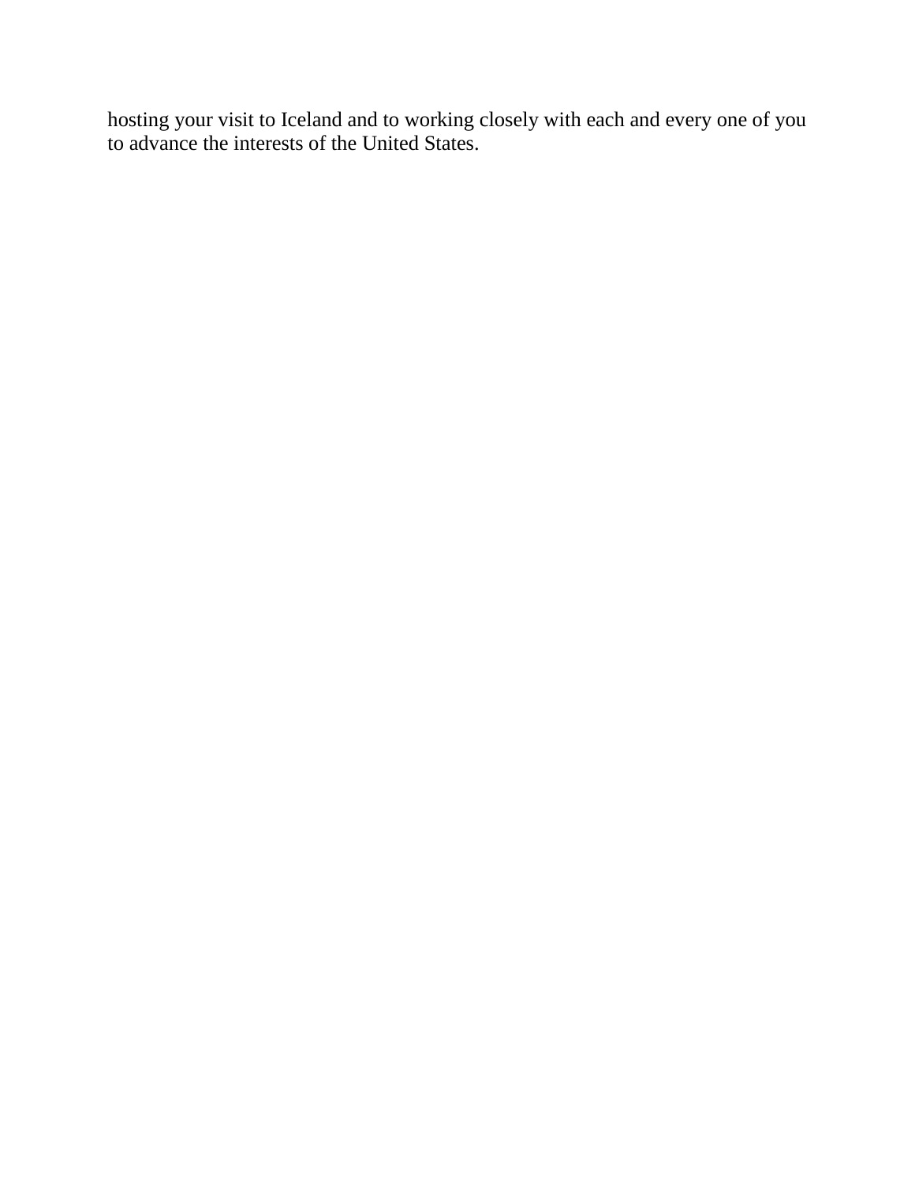hosting your visit to Iceland and to working closely with each and every one of you to advance the interests of the United States.